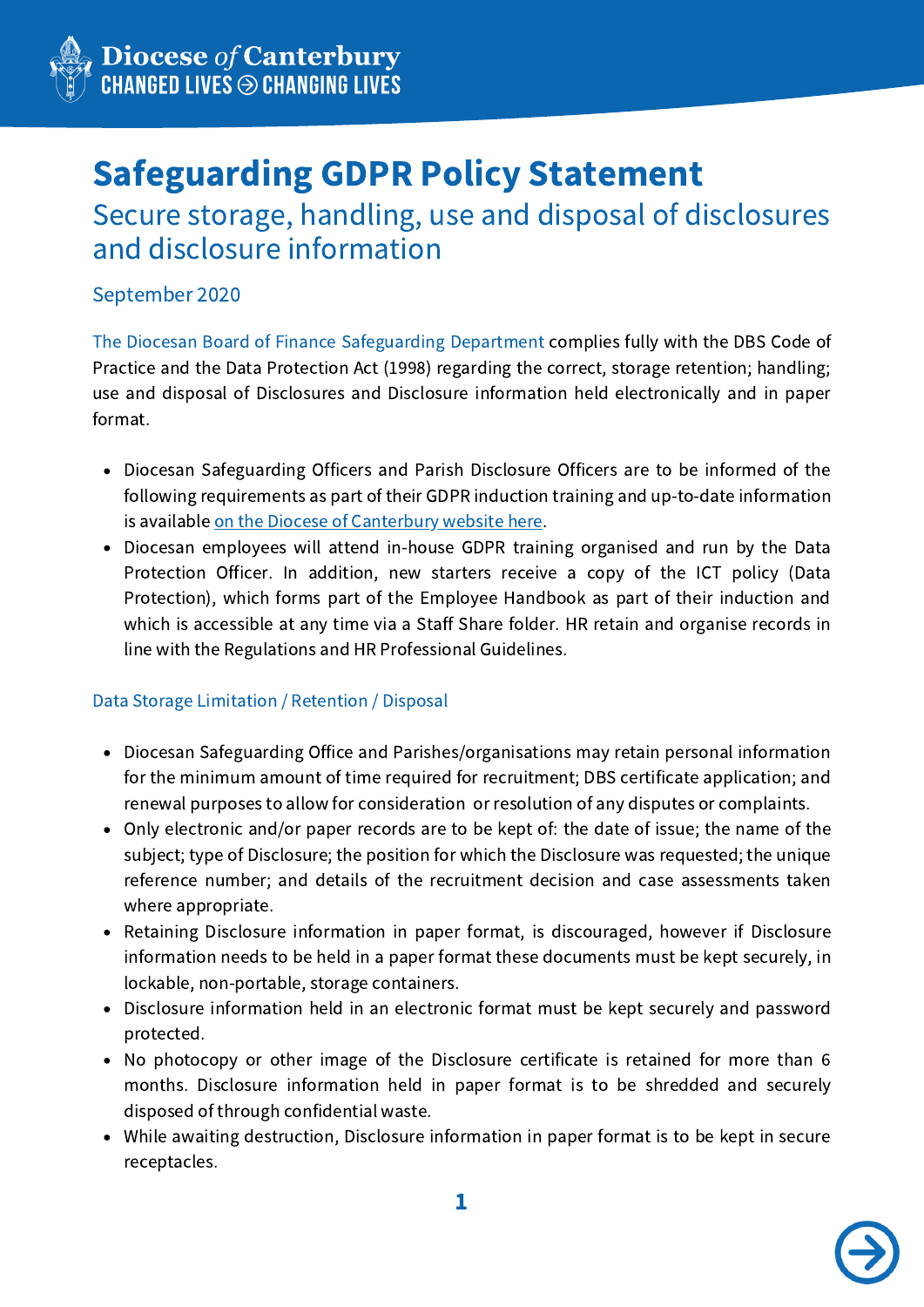Diocese *of* Canterbury
CHANGED LIVES ⊙ CHANGING LIVES

# Safeguarding GDPR Policy Statement

## Secure storage, handling, use and disposal of disclosures and disclosure information

September 2020

The Diocesan Board of Finance Safeguarding Department complies fully with the DBS Code of Practice and the Data Protection Act (1998) regarding the correct, storage retention; handling; use and disposal of Disclosures and Disclosure information held electronically and in paper format.

- Diocesan Safeguarding Officers and Parish Disclosure Officers are to be informed of the following requirements as part of their GDPR induction training and up-to-date information is available [on the Diocese of Canterbury website here](#).
- Diocesan employees will attend in-house GDPR training organised and run by the Data Protection Officer. In addition, new starters receive a copy of the ICT policy (Data Protection), which forms part of the Employee Handbook as part of their induction and which is accessible at any time via a Staff Share folder. HR retain and organise records in line with the Regulations and HR Professional Guidelines.

### Data Storage Limitation / Retention / Disposal

- Diocesan Safeguarding Office and Parishes/organisations may retain personal information for the minimum amount of time required for recruitment; DBS certificate application; and renewal purposes to allow for consideration or resolution of any disputes or complaints.
- Only electronic and/or paper records are to be kept of: the date of issue; the name of the subject; type of Disclosure; the position for which the Disclosure was requested; the unique reference number; and details of the recruitment decision and case assessments taken where appropriate.
- Retaining Disclosure information in paper format, is discouraged, however if Disclosure information needs to be held in a paper format these documents must be kept securely, in lockable, non-portable, storage containers.
- Disclosure information held in an electronic format must be kept securely and password protected.
- No photocopy or other image of the Disclosure certificate is retained for more than 6 months. Disclosure information held in paper format is to be shredded and securely disposed of through confidential waste.
- While awaiting destruction, Disclosure information in paper format is to be kept in secure receptacles.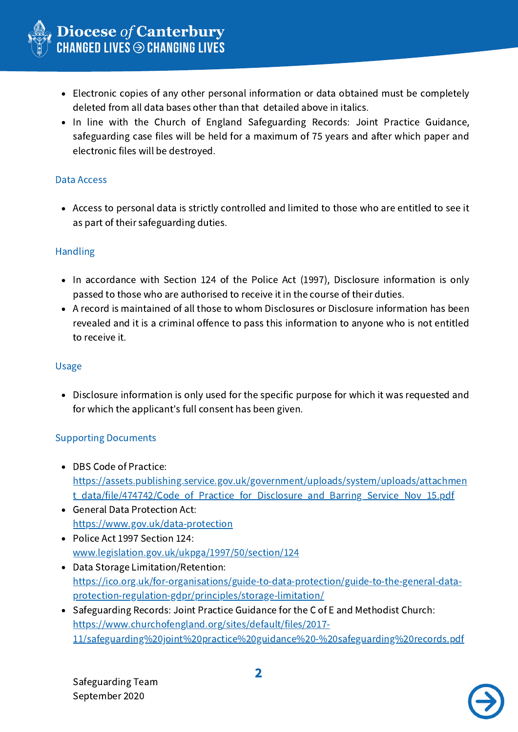- Electronic copies of any other personal information or data obtained must be completely deleted from all data bases other than that detailed above in italics.
- In line with the Church of England Safeguarding Records: Joint Practice Guidance, safeguarding case files will be held for a maximum of 75 years and after which paper and electronic files will be destroyed.

## Data Access

- Access to personal data is strictly controlled and limited to those who are entitled to see it as part of their safeguarding duties.

## Handling

- In accordance with Section 124 of the Police Act (1997), Disclosure information is only passed to those who are authorised to receive it in the course of their duties.
- A record is maintained of all those to whom Disclosures or Disclosure information has been revealed and it is a criminal offence to pass this information to anyone who is not entitled to receive it.

## Usage

- Disclosure information is only used for the specific purpose for which it was requested and for which the applicant's full consent has been given.

## Supporting Documents

- DBS Code of Practice: https://assets.publishing.service.gov.uk/government/uploads/system/uploads/attachment_data/file/474742/Code_of_Practice_for_Disclosure_and_Barring_Service_Nov_15.pdf
- General Data Protection Act: https://www.gov.uk/data-protection
- Police Act 1997 Section 124: www.legislation.gov.uk/ukpga/1997/50/section/124
- Data Storage Limitation/Retention: https://ico.org.uk/for-organisations/guide-to-data-protection/guide-to-the-general-data-protection-regulation-gdpr/principles/storage-limitation/
- Safeguarding Records: Joint Practice Guidance for the C of E and Methodist Church: https://www.churchofengland.org/sites/default/files/2017-11/safeguarding%20joint%20practice%20guidance%20-%20safeguarding%20records.pdf

Safeguarding Team
September 2020